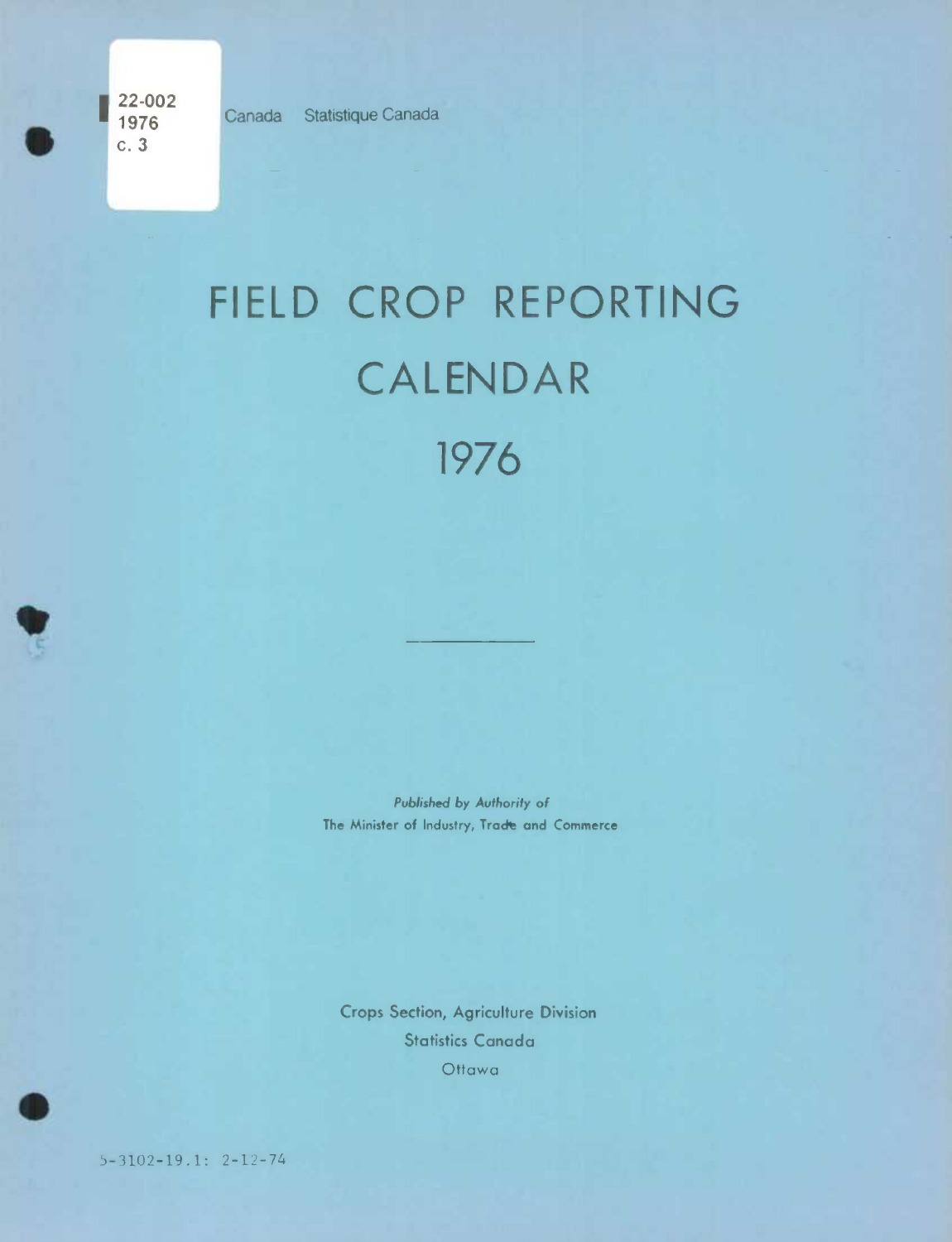22-002
1976
c. 3

Canada Statistique Canada

# FIELD CROP REPORTING CALENDAR

# 1976

*Published by Authority of*
The Minister of Industry, Trade and Commerce

Crops Section, Agriculture Division
Statistics Canada
Ottawa

5-3102-19.1: 2-12-74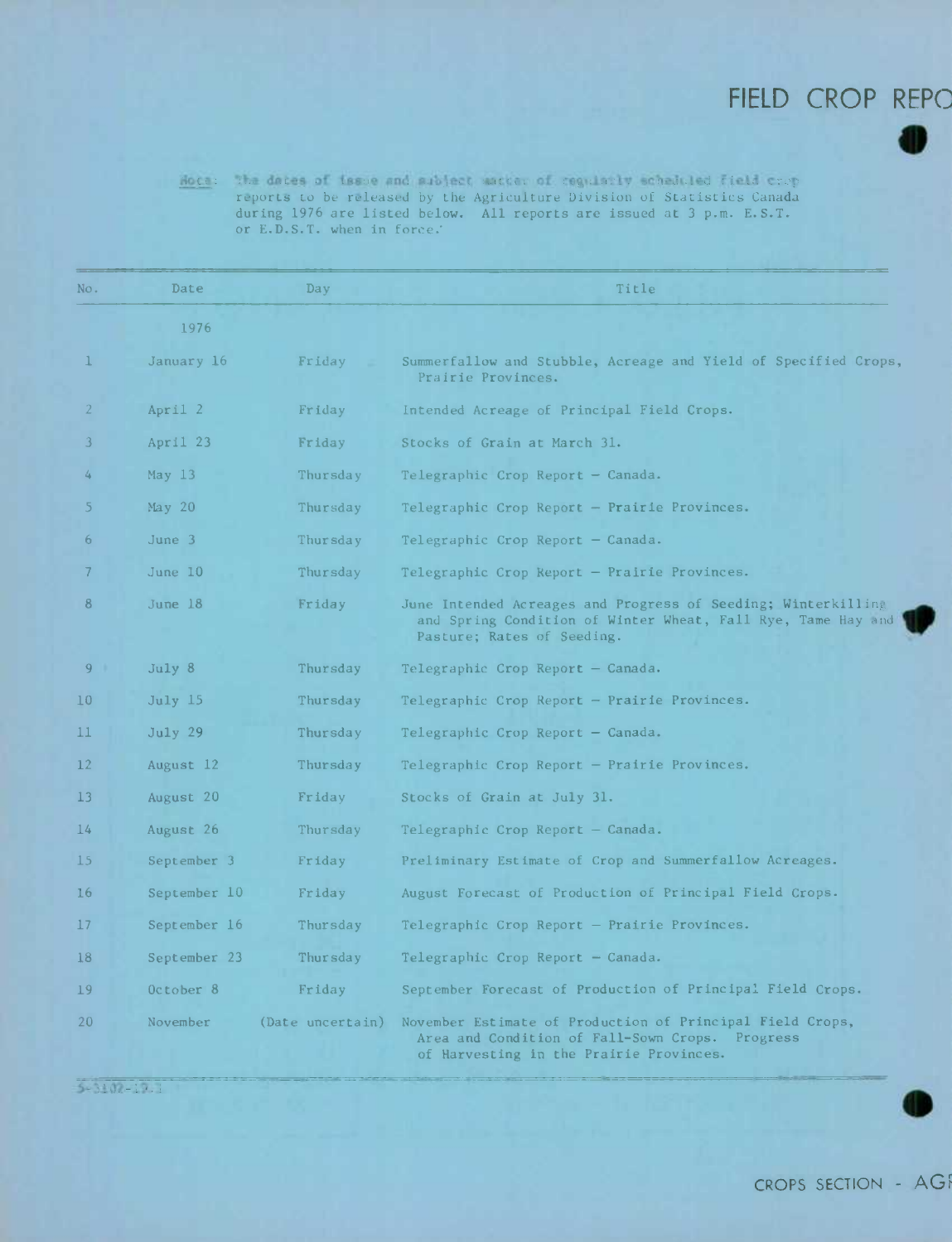# FIELD CROP REPO

Note: The dates of issue and subject matter of regularly scheduled field crop reports to be released by the Agriculture Division of Statistics Canada during 1976 are listed below. All reports are issued at 3 p.m. E.S.T. or E.D.S.T. when in force.

| No. | Date | Day | Title |
|---|---|---|---|
| | 1976 | | |
| 1 | January 16 | Friday | Summerfallow and Stubble, Acreage and Yield of Specified Crops, Prairie Provinces. |
| 2 | April 2 | Friday | Intended Acreage of Principal Field Crops. |
| 3 | April 23 | Friday | Stocks of Grain at March 31. |
| 4 | May 13 | Thursday | Telegraphic Crop Report – Canada. |
| 5 | May 20 | Thursday | Telegraphic Crop Report – Prairie Provinces. |
| 6 | June 3 | Thursday | Telegraphic Crop Report – Canada. |
| 7 | June 10 | Thursday | Telegraphic Crop Report – Prairie Provinces. |
| 8 | June 18 | Friday | June Intended Acreages and Progress of Seeding; Winterkilling and Spring Condition of Winter Wheat, Fall Rye, Tame Hay and Pasture; Rates of Seeding. |
| 9 | July 8 | Thursday | Telegraphic Crop Report – Canada. |
| 10 | July 15 | Thursday | Telegraphic Crop Report – Prairie Provinces. |
| 11 | July 29 | Thursday | Telegraphic Crop Report – Canada. |
| 12 | August 12 | Thursday | Telegraphic Crop Report – Prairie Provinces. |
| 13 | August 20 | Friday | Stocks of Grain at July 31. |
| 14 | August 26 | Thursday | Telegraphic Crop Report – Canada. |
| 15 | September 3 | Friday | Preliminary Estimate of Crop and Summerfallow Acreages. |
| 16 | September 10 | Friday | August Forecast of Production of Principal Field Crops. |
| 17 | September 16 | Thursday | Telegraphic Crop Report – Prairie Provinces. |
| 18 | September 23 | Thursday | Telegraphic Crop Report – Canada. |
| 19 | October 8 | Friday | September Forecast of Production of Principal Field Crops. |
| 20 | November | (Date uncertain) | November Estimate of Production of Principal Field Crops, Area and Condition of Fall-Sown Crops. Progress of Harvesting in the Prairie Provinces. |

5-3102-19.3

CROPS SECTION - AGR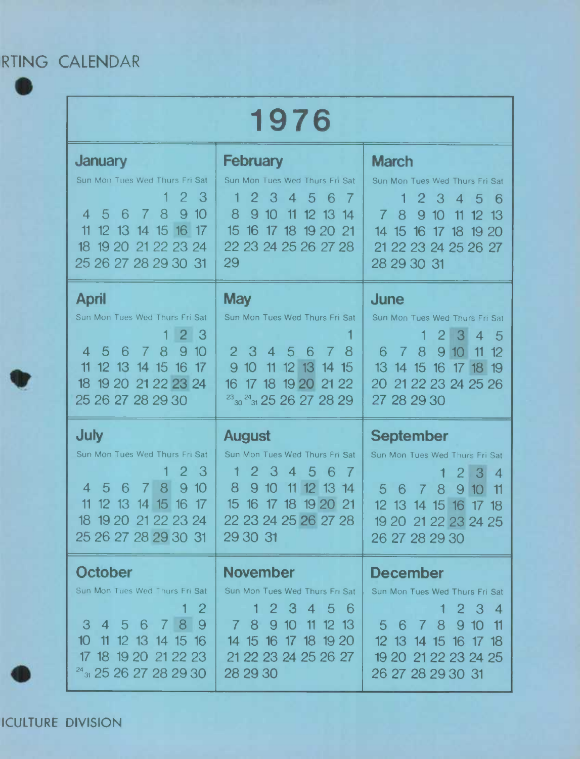RTING CALENDAR

# 1976

## January

| Sun | Mon | Tues | Wed | Thurs | Fri | Sat |
|---|---|---|---|---|---|---|
| | | | | 1 | 2 | 3 |
| 4 | 5 | 6 | 7 | 8 | 9 | 10 |
| 11 | 12 | 13 | 14 | 15 | 16 | 17 |
| 18 | 19 | 20 | 21 | 22 | 23 | 24 |
| 25 | 26 | 27 | 28 | 29 | 30 | 31 |

## February

| Sun | Mon | Tues | Wed | Thurs | Fri | Sat |
|---|---|---|---|---|---|---|
| 1 | 2 | 3 | 4 | 5 | 6 | 7 |
| 8 | 9 | 10 | 11 | 12 | 13 | 14 |
| 15 | 16 | 17 | 18 | 19 | 20 | 21 |
| 22 | 23 | 24 | 25 | 26 | 27 | 28 |
| 29 | | | | | | |

## March

| Sun | Mon | Tues | Wed | Thurs | Fri | Sat |
|---|---|---|---|---|---|---|
| | 1 | 2 | 3 | 4 | 5 | 6 |
| 7 | 8 | 9 | 10 | 11 | 12 | 13 |
| 14 | 15 | 16 | 17 | 18 | 19 | 20 |
| 21 | 22 | 23 | 24 | 25 | 26 | 27 |
| 28 | 29 | 30 | 31 | | | |

## April

| Sun | Mon | Tues | Wed | Thurs | Fri | Sat |
|---|---|---|---|---|---|---|
| | | | | 1 | 2 | 3 |
| 4 | 5 | 6 | 7 | 8 | 9 | 10 |
| 11 | 12 | 13 | 14 | 15 | 16 | 17 |
| 18 | 19 | 20 | 21 | 22 | 23 | 24 |
| 25 | 26 | 27 | 28 | 29 | 30 | |

## May

| Sun | Mon | Tues | Wed | Thurs | Fri | Sat |
|---|---|---|---|---|---|---|
| | | | | | | 1 |
| 2 | 3 | 4 | 5 | 6 | 7 | 8 |
| 9 | 10 | 11 | 12 | 13 | 14 | 15 |
| 16 | 17 | 18 | 19 | 20 | 21 | 22 |
| 23/30 | 24/31 | 25 | 26 | 27 | 28 | 29 |

## June

| Sun | Mon | Tues | Wed | Thurs | Fri | Sat |
|---|---|---|---|---|---|---|
| | | 1 | 2 | 3 | 4 | 5 |
| 6 | 7 | 8 | 9 | 10 | 11 | 12 |
| 13 | 14 | 15 | 16 | 17 | 18 | 19 |
| 20 | 21 | 22 | 23 | 24 | 25 | 26 |
| 27 | 28 | 29 | 30 | | | |

## July

| Sun | Mon | Tues | Wed | Thurs | Fri | Sat |
|---|---|---|---|---|---|---|
| | | | | 1 | 2 | 3 |
| 4 | 5 | 6 | 7 | 8 | 9 | 10 |
| 11 | 12 | 13 | 14 | 15 | 16 | 17 |
| 18 | 19 | 20 | 21 | 22 | 23 | 24 |
| 25 | 26 | 27 | 28 | 29 | 30 | 31 |

## August

| Sun | Mon | Tues | Wed | Thurs | Fri | Sat |
|---|---|---|---|---|---|---|
| 1 | 2 | 3 | 4 | 5 | 6 | 7 |
| 8 | 9 | 10 | 11 | 12 | 13 | 14 |
| 15 | 16 | 17 | 18 | 19 | 20 | 21 |
| 22 | 23 | 24 | 25 | 26 | 27 | 28 |
| 29 | 30 | 31 | | | | |

## September

| Sun | Mon | Tues | Wed | Thurs | Fri | Sat |
|---|---|---|---|---|---|---|
| | | | 1 | 2 | 3 | 4 |
| 5 | 6 | 7 | 8 | 9 | 10 | 11 |
| 12 | 13 | 14 | 15 | 16 | 17 | 18 |
| 19 | 20 | 21 | 22 | 23 | 24 | 25 |
| 26 | 27 | 28 | 29 | 30 | | |

## October

| Sun | Mon | Tues | Wed | Thurs | Fri | Sat |
|---|---|---|---|---|---|---|
| | | | | | 1 | 2 |
| 3 | 4 | 5 | 6 | 7 | 8 | 9 |
| 10 | 11 | 12 | 13 | 14 | 15 | 16 |
| 17 | 18 | 19 | 20 | 21 | 22 | 23 |
| 24/31 | 25 | 26 | 27 | 28 | 29 | 30 |

## November

| Sun | Mon | Tues | Wed | Thurs | Fri | Sat |
|---|---|---|---|---|---|---|
| | 1 | 2 | 3 | 4 | 5 | 6 |
| 7 | 8 | 9 | 10 | 11 | 12 | 13 |
| 14 | 15 | 16 | 17 | 18 | 19 | 20 |
| 21 | 22 | 23 | 24 | 25 | 26 | 27 |
| 28 | 29 | 30 | | | | |

## December

| Sun | Mon | Tues | Wed | Thurs | Fri | Sat |
|---|---|---|---|---|---|---|
| | | | 1 | 2 | 3 | 4 |
| 5 | 6 | 7 | 8 | 9 | 10 | 11 |
| 12 | 13 | 14 | 15 | 16 | 17 | 18 |
| 19 | 20 | 21 | 22 | 23 | 24 | 25 |
| 26 | 27 | 28 | 29 | 30 | 31 | |

ICULTURE DIVISION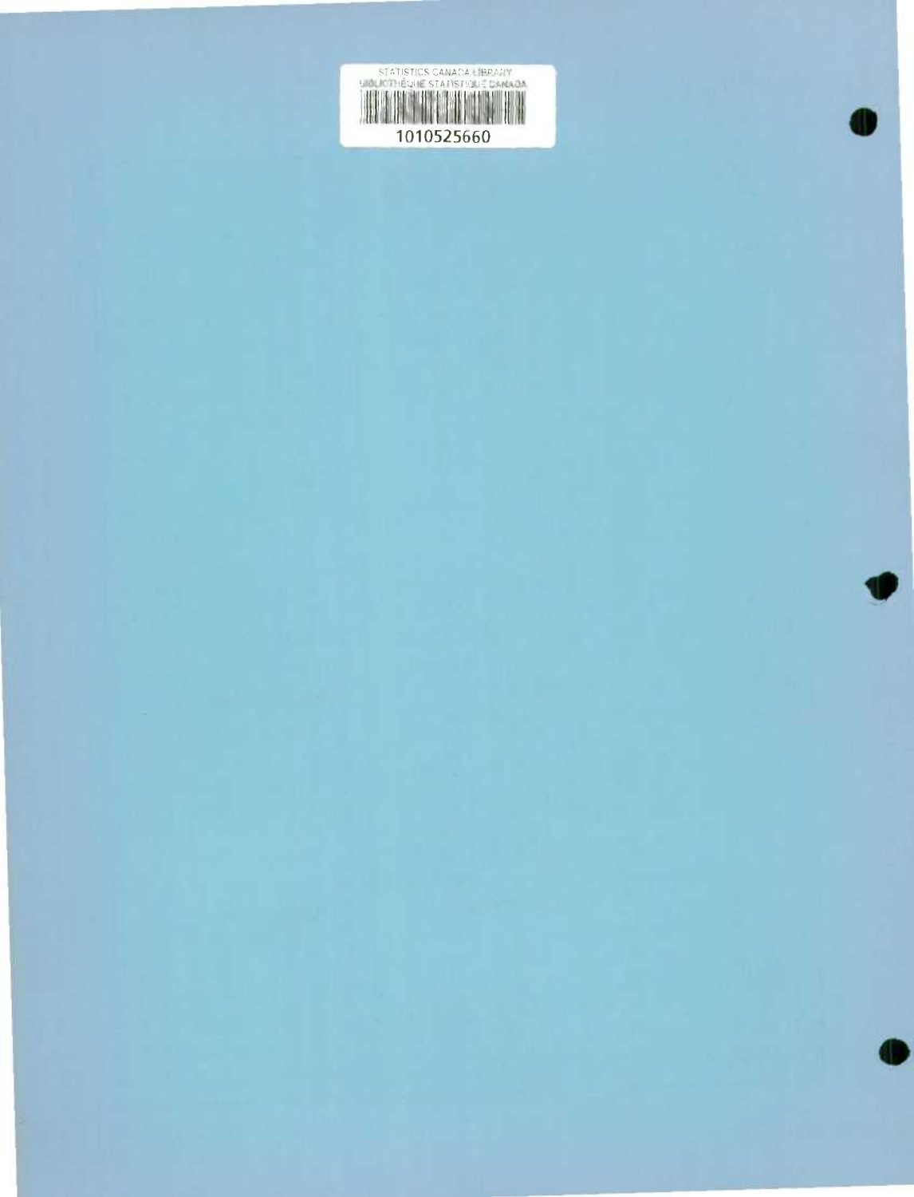STATISTICS CANADA LIBRARY
BIBLIOTHÈQUE STATISTIQUE CANADA

1010525660